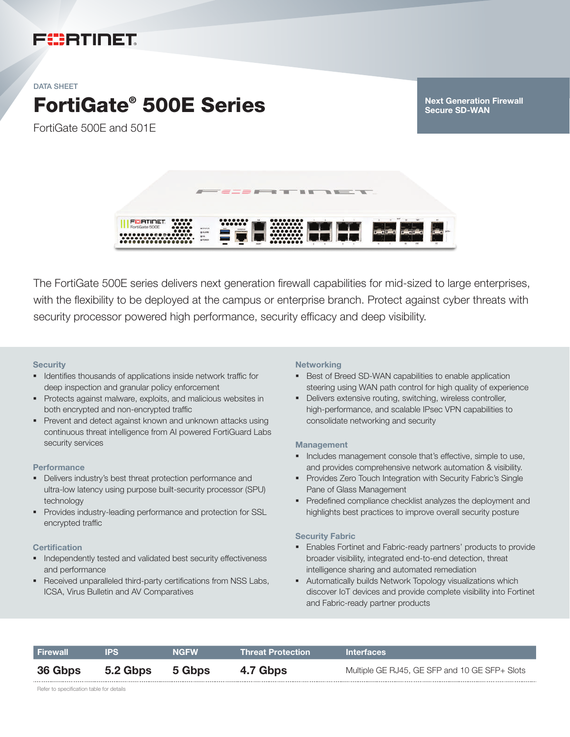DATA SHEET

# FortiGate® 500E Series

FortiGate 500E and 501E

**Next Generation Firewall**
**Secure SD-WAN**

The FortiGate 500E series delivers next generation firewall capabilities for mid-sized to large enterprises, with the flexibility to be deployed at the campus or enterprise branch. Protect against cyber threats with security processor powered high performance, security efficacy and deep visibility.

### Security

- Identifies thousands of applications inside network traffic for deep inspection and granular policy enforcement
- Protects against malware, exploits, and malicious websites in both encrypted and non-encrypted traffic
- Prevent and detect against known and unknown attacks using continuous threat intelligence from AI powered FortiGuard Labs security services

### Performance

- Delivers industry's best threat protection performance and ultra-low latency using purpose built-security processor (SPU) technology
- Provides industry-leading performance and protection for SSL encrypted traffic

### Certification

- Independently tested and validated best security effectiveness and performance
- Received unparalleled third-party certifications from NSS Labs, ICSA, Virus Bulletin and AV Comparatives

### Networking

- Best of Breed SD-WAN capabilities to enable application steering using WAN path control for high quality of experience
- Delivers extensive routing, switching, wireless controller, high-performance, and scalable IPsec VPN capabilities to consolidate networking and security

### Management

- Includes management console that's effective, simple to use, and provides comprehensive network automation & visibility.
- Provides Zero Touch Integration with Security Fabric's Single Pane of Glass Management
- Predefined compliance checklist analyzes the deployment and highlights best practices to improve overall security posture

### Security Fabric

- Enables Fortinet and Fabric-ready partners' products to provide broader visibility, integrated end-to-end detection, threat intelligence sharing and automated remediation
- Automatically builds Network Topology visualizations which discover IoT devices and provide complete visibility into Fortinet and Fabric-ready partner products

| Firewall | IPS | NGFW | Threat Protection | Interfaces |
|---|---|---|---|---|
| **36 Gbps** | **5.2 Gbps** | **5 Gbps** | **4.7 Gbps** | Multiple GE RJ45, GE SFP and 10 GE SFP+ Slots |

Refer to specification table for details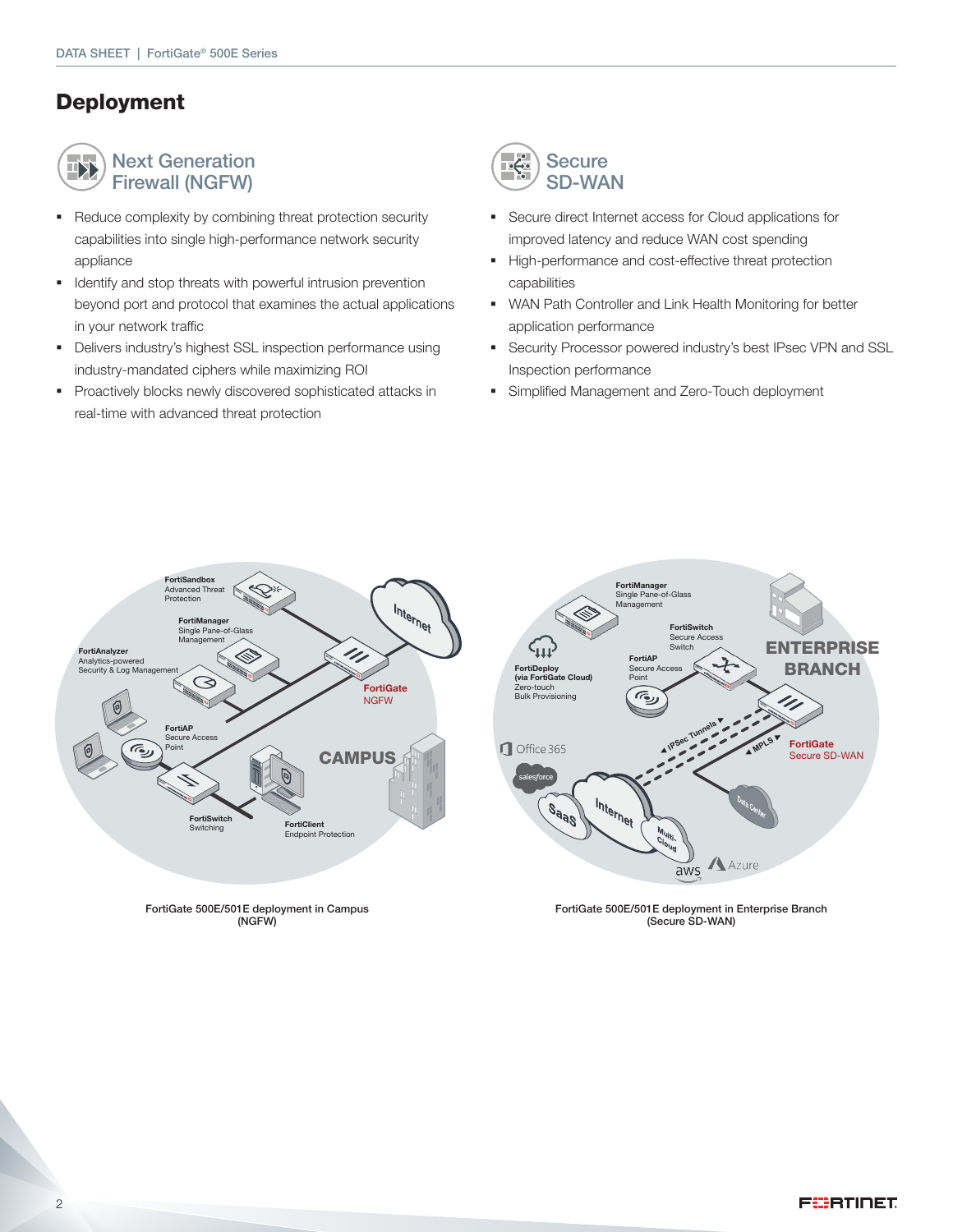# Deployment

## Next Generation Firewall (NGFW)

- Reduce complexity by combining threat protection security capabilities into single high-performance network security appliance
- Identify and stop threats with powerful intrusion prevention beyond port and protocol that examines the actual applications in your network traffic
- Delivers industry's highest SSL inspection performance using industry-mandated ciphers while maximizing ROI
- Proactively blocks newly discovered sophisticated attacks in real-time with advanced threat protection

## Secure SD-WAN

- Secure direct Internet access for Cloud applications for improved latency and reduce WAN cost spending
- High-performance and cost-effective threat protection capabilities
- WAN Path Controller and Link Health Monitoring for better application performance
- Security Processor powered industry's best IPsec VPN and SSL Inspection performance
- Simplified Management and Zero-Touch deployment

FortiGate 500E/501E deployment in Campus (NGFW)

FortiGate 500E/501E deployment in Enterprise Branch (Secure SD-WAN)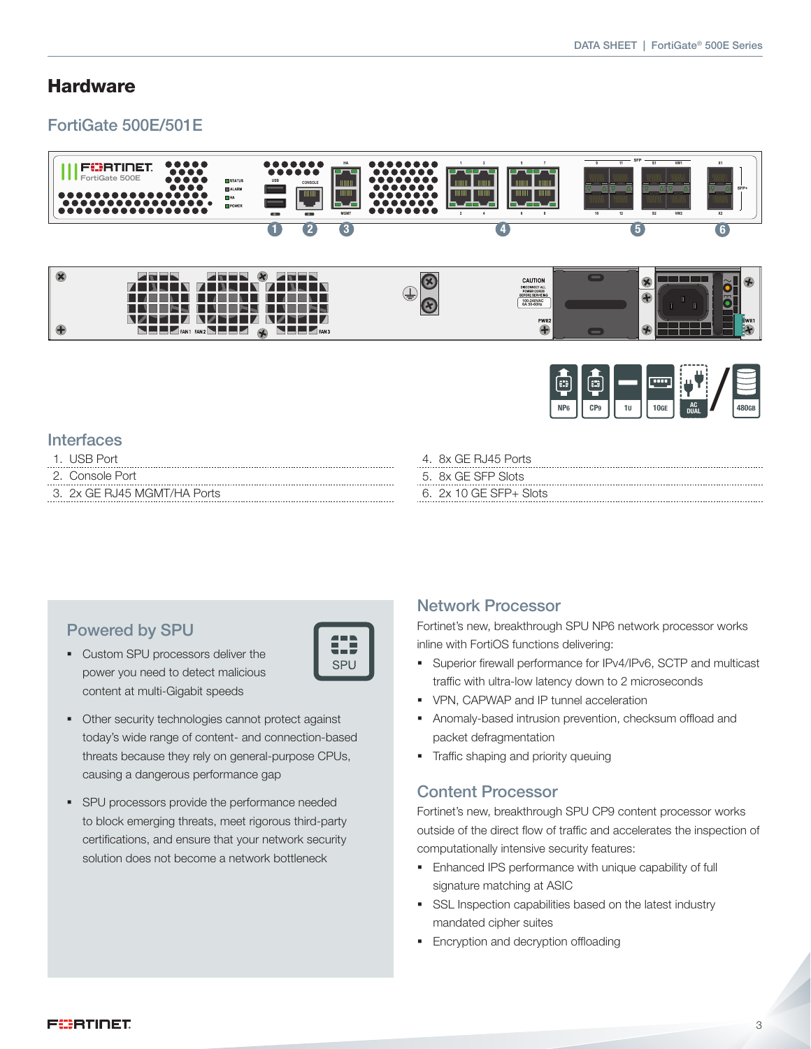## Hardware

### FortiGate 500E/501E

### Interfaces

1. USB Port
2. Console Port
3. 2x GE RJ45 MGMT/HA Ports
4. 8x GE RJ45 Ports
5. 8x GE SFP Slots
6. 2x 10 GE SFP+ Slots

### Powered by SPU

- Custom SPU processors deliver the power you need to detect malicious content at multi-Gigabit speeds
- Other security technologies cannot protect against today's wide range of content- and connection-based threats because they rely on general-purpose CPUs, causing a dangerous performance gap
- SPU processors provide the performance needed to block emerging threats, meet rigorous third-party certifications, and ensure that your network security solution does not become a network bottleneck

### Network Processor

Fortinet's new, breakthrough SPU NP6 network processor works inline with FortiOS functions delivering:

- Superior firewall performance for IPv4/IPv6, SCTP and multicast traffic with ultra-low latency down to 2 microseconds
- VPN, CAPWAP and IP tunnel acceleration
- Anomaly-based intrusion prevention, checksum offload and packet defragmentation
- Traffic shaping and priority queuing

### Content Processor

Fortinet's new, breakthrough SPU CP9 content processor works outside of the direct flow of traffic and accelerates the inspection of computationally intensive security features:

- Enhanced IPS performance with unique capability of full signature matching at ASIC
- SSL Inspection capabilities based on the latest industry mandated cipher suites
- Encryption and decryption offloading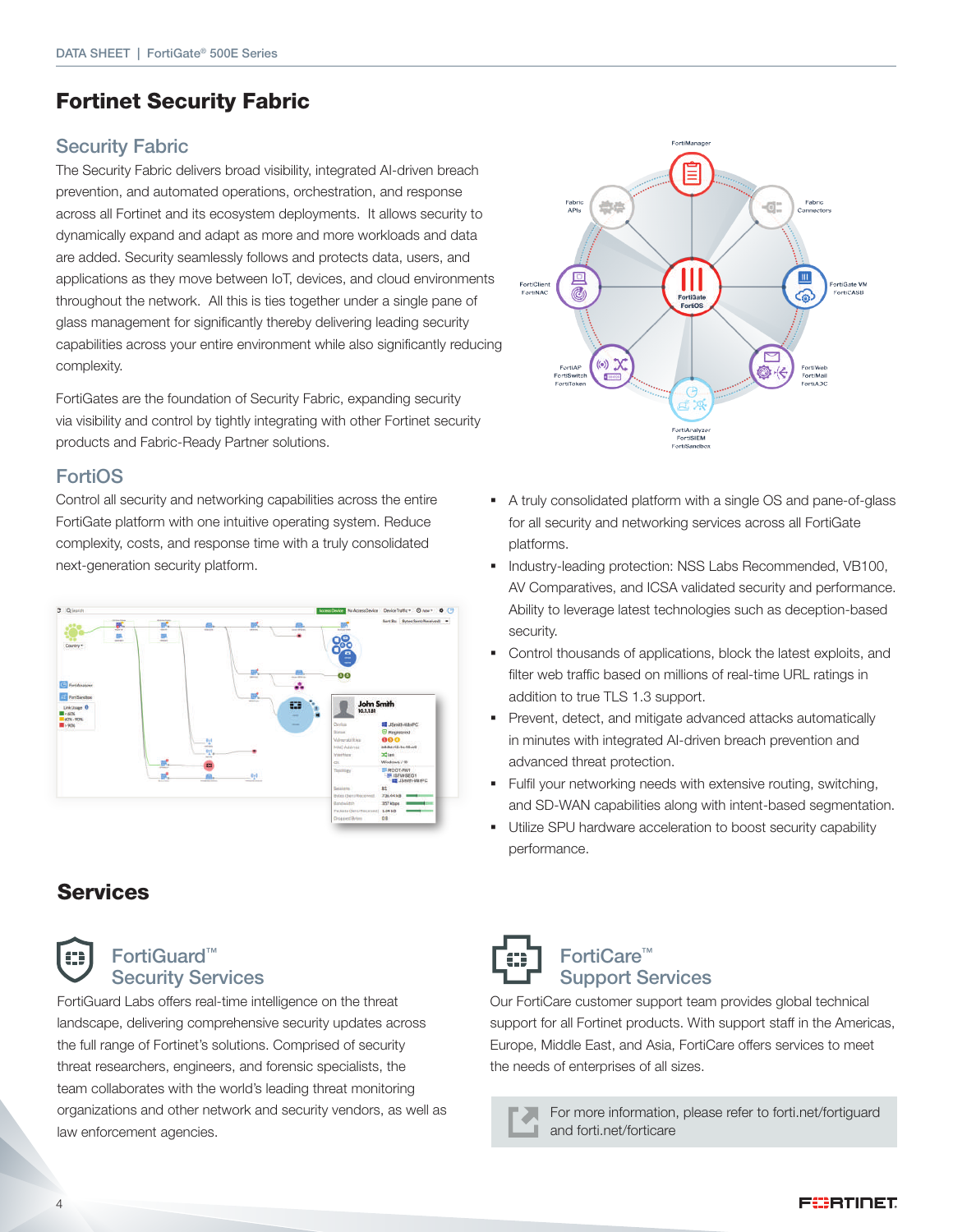# Fortinet Security Fabric

## Security Fabric

The Security Fabric delivers broad visibility, integrated AI-driven breach prevention, and automated operations, orchestration, and response across all Fortinet and its ecosystem deployments. It allows security to dynamically expand and adapt as more and more workloads and data are added. Security seamlessly follows and protects data, users, and applications as they move between IoT, devices, and cloud environments throughout the network. All this is ties together under a single pane of glass management for significantly thereby delivering leading security capabilities across your entire environment while also significantly reducing complexity.

FortiGates are the foundation of Security Fabric, expanding security via visibility and control by tightly integrating with other Fortinet security products and Fabric-Ready Partner solutions.

## FortiOS

Control all security and networking capabilities across the entire FortiGate platform with one intuitive operating system. Reduce complexity, costs, and response time with a truly consolidated next-generation security platform.

- A truly consolidated platform with a single OS and pane-of-glass for all security and networking services across all FortiGate platforms.
- Industry-leading protection: NSS Labs Recommended, VB100, AV Comparatives, and ICSA validated security and performance. Ability to leverage latest technologies such as deception-based security.
- Control thousands of applications, block the latest exploits, and filter web traffic based on millions of real-time URL ratings in addition to true TLS 1.3 support.
- Prevent, detect, and mitigate advanced attacks automatically in minutes with integrated AI-driven breach prevention and advanced threat protection.
- Fulfil your networking needs with extensive routing, switching, and SD-WAN capabilities along with intent-based segmentation.
- Utilize SPU hardware acceleration to boost security capability performance.

# Services

## FortiGuard™ Security Services

FortiGuard Labs offers real-time intelligence on the threat landscape, delivering comprehensive security updates across the full range of Fortinet's solutions. Comprised of security threat researchers, engineers, and forensic specialists, the team collaborates with the world's leading threat monitoring organizations and other network and security vendors, as well as law enforcement agencies.

## FortiCare™ Support Services

Our FortiCare customer support team provides global technical support for all Fortinet products. With support staff in the Americas, Europe, Middle East, and Asia, FortiCare offers services to meet the needs of enterprises of all sizes.

For more information, please refer to forti.net/fortiguard and forti.net/forticare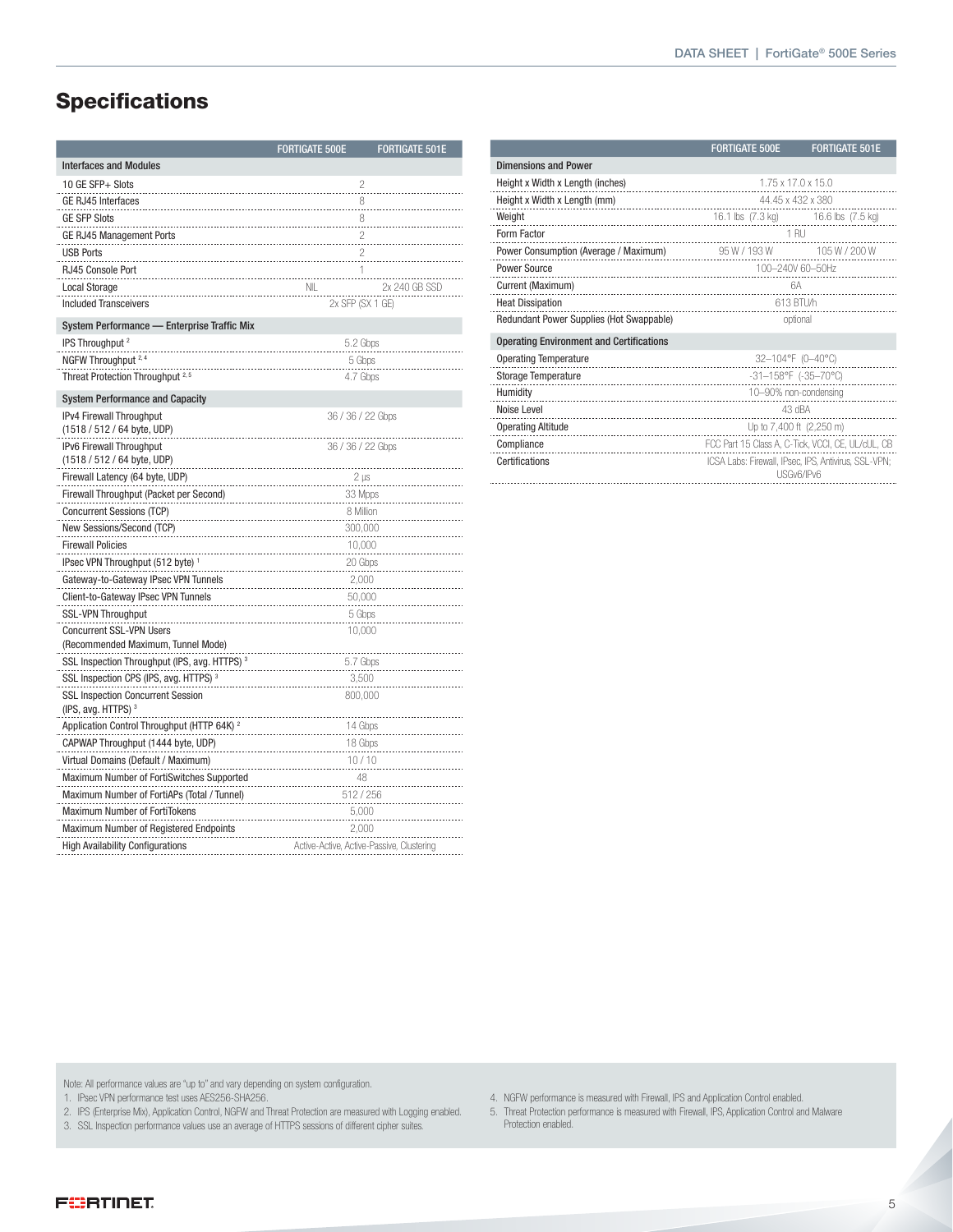## Specifications

| | FORTIGATE 500E | FORTIGATE 501E |
|---|---|---|
| **Interfaces and Modules** | | |
| 10 GE SFP+ Slots | 2 | |
| GE RJ45 Interfaces | 8 | |
| GE SFP Slots | 8 | |
| GE RJ45 Management Ports | 2 | |
| USB Ports | 2 | |
| RJ45 Console Port | 1 | |
| Local Storage | NIL | 2x 240 GB SSD |
| Included Transceivers | 2x SFP (SX 1 GE) | |
| **System Performance — Enterprise Traffic Mix** | | |
| IPS Throughput [2] | 5.2 Gbps | |
| NGFW Throughput [2,4] | 5 Gbps | |
| Threat Protection Throughput [2,5] | 4.7 Gbps | |
| **System Performance and Capacity** | | |
| IPv4 Firewall Throughput (1518 / 512 / 64 byte, UDP) | 36 / 36 / 22 Gbps | |
| IPv6 Firewall Throughput (1518 / 512 / 64 byte, UDP) | 36 / 36 / 22 Gbps | |
| Firewall Latency (64 byte, UDP) | 2 μs | |
| Firewall Throughput (Packet per Second) | 33 Mpps | |
| Concurrent Sessions (TCP) | 8 Million | |
| New Sessions/Second (TCP) | 300,000 | |
| Firewall Policies | 10,000 | |
| IPsec VPN Throughput (512 byte) [1] | 20 Gbps | |
| Gateway-to-Gateway IPsec VPN Tunnels | 2,000 | |
| Client-to-Gateway IPsec VPN Tunnels | 50,000 | |
| SSL-VPN Throughput | 5 Gbps | |
| Concurrent SSL-VPN Users (Recommended Maximum, Tunnel Mode) | 10,000 | |
| SSL Inspection Throughput (IPS, avg. HTTPS) [3] | 5.7 Gbps | |
| SSL Inspection CPS (IPS, avg. HTTPS) [3] | 3,500 | |
| SSL Inspection Concurrent Session (IPS, avg. HTTPS) [3] | 800,000 | |
| Application Control Throughput (HTTP 64K) [2] | 14 Gbps | |
| CAPWAP Throughput (1444 byte, UDP) | 18 Gbps | |
| Virtual Domains (Default / Maximum) | 10 / 10 | |
| Maximum Number of FortiSwitches Supported | 48 | |
| Maximum Number of FortiAPs (Total / Tunnel) | 512 / 256 | |
| Maximum Number of FortiTokens | 5,000 | |
| Maximum Number of Registered Endpoints | 2,000 | |
| High Availability Configurations | Active-Active, Active-Passive, Clustering | |

| | FORTIGATE 500E | FORTIGATE 501E |
|---|---|---|
| **Dimensions and Power** | | |
| Height x Width x Length (inches) | 1.75 x 17.0 x 15.0 | |
| Height x Width x Length (mm) | 44.45 x 432 x 380 | |
| Weight | 16.1 lbs (7.3 kg) | 16.6 lbs (7.5 kg) |
| Form Factor | 1 RU | |
| Power Consumption (Average / Maximum) | 95 W / 193 W | 105 W / 200 W |
| Power Source | 100–240V 60–50Hz | |
| Current (Maximum) | 6A | |
| Heat Dissipation | 613 BTU/h | |
| Redundant Power Supplies (Hot Swappable) | optional | |
| **Operating Environment and Certifications** | | |
| Operating Temperature | 32–104°F (0–40°C) | |
| Storage Temperature | -31–158°F (-35–70°C) | |
| Humidity | 10–90% non-condensing | |
| Noise Level | 43 dBA | |
| Operating Altitude | Up to 7,400 ft (2,250 m) | |
| Compliance | FCC Part 15 Class A, C-Tick, VCCI, CE, UL/cUL, CB | |
| Certifications | ICSA Labs: Firewall, IPsec, IPS, Antivirus, SSL-VPN; USGv6/IPv6 | |

Note: All performance values are "up to" and vary depending on system configuration.

1. IPsec VPN performance test uses AES256-SHA256.
2. IPS (Enterprise Mix), Application Control, NGFW and Threat Protection are measured with Logging enabled.
3. SSL Inspection performance values use an average of HTTPS sessions of different cipher suites.
4. NGFW performance is measured with Firewall, IPS and Application Control enabled.
5. Threat Protection performance is measured with Firewall, IPS, Application Control and Malware Protection enabled.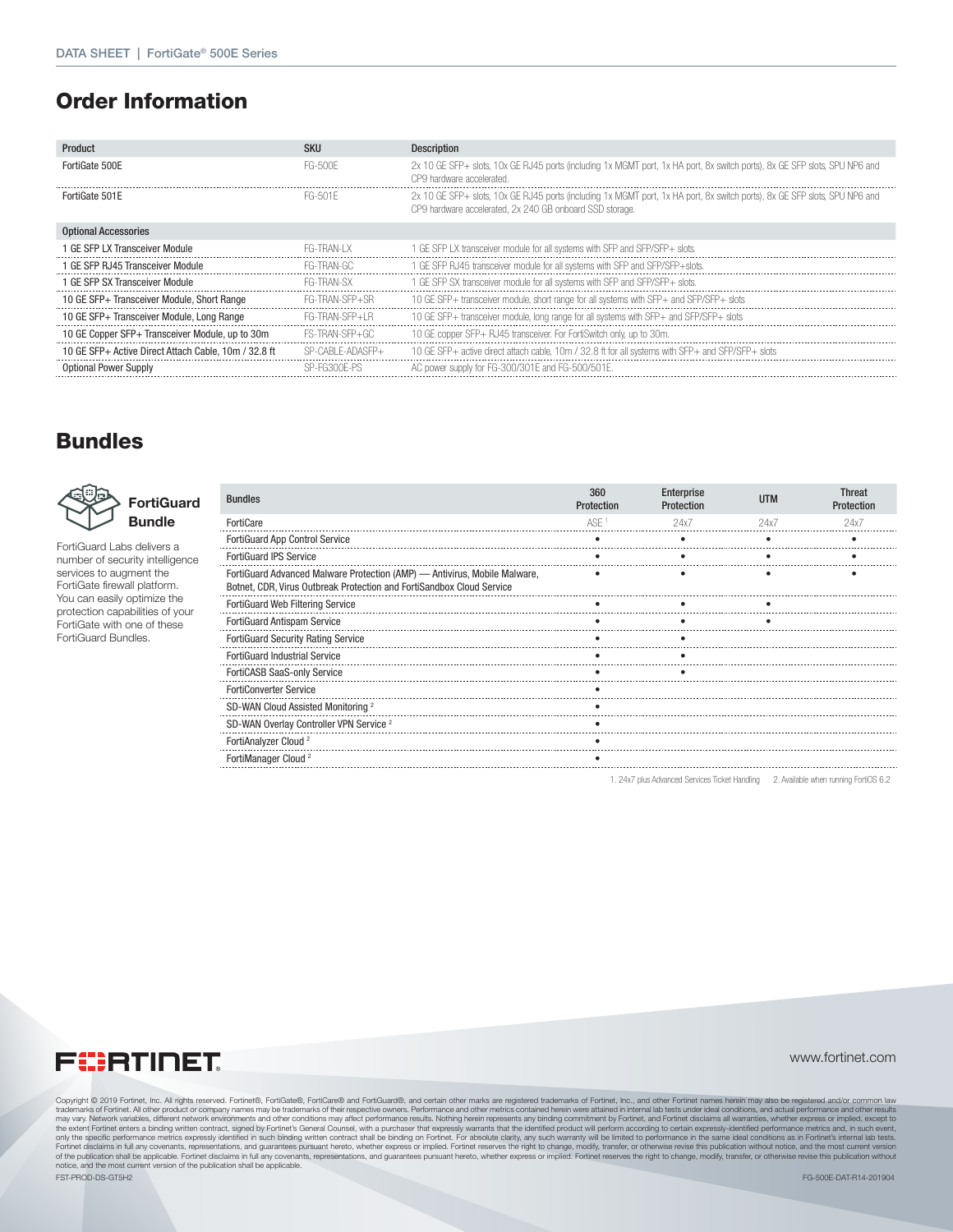## Order Information

| Product | SKU | Description |
|---|---|---|
| FortiGate 500E | FG-500E | 2x 10 GE SFP+ slots, 10x GE RJ45 ports (including 1x MGMT port, 1x HA port, 8x switch ports), 8x GE SFP slots, SPU NP6 and CP9 hardware accelerated. |
| FortiGate 501E | FG-501E | 2x 10 GE SFP+ slots, 10x GE RJ45 ports (including 1x MGMT port, 1x HA port, 8x switch ports), 8x GE SFP slots, SPU NP6 and CP9 hardware accelerated, 2x 240 GB onboard SSD storage. |
| **Optional Accessories** | | |
| 1 GE SFP LX Transceiver Module | FG-TRAN-LX | 1 GE SFP LX transceiver module for all systems with SFP and SFP/SFP+ slots. |
| 1 GE SFP RJ45 Transceiver Module | FG-TRAN-GC | 1 GE SFP RJ45 transceiver module for all systems with SFP and SFP/SFP+slots. |
| 1 GE SFP SX Transceiver Module | FG-TRAN-SX | 1 GE SFP SX transceiver module for all systems with SFP and SFP/SFP+ slots. |
| 10 GE SFP+ Transceiver Module, Short Range | FG-TRAN-SFP+SR | 10 GE SFP+ transceiver module, short range for all systems with SFP+ and SFP/SFP+ slots |
| 10 GE SFP+ Transceiver Module, Long Range | FG-TRAN-SFP+LR | 10 GE SFP+ transceiver module, long range for all systems with SFP+ and SFP/SFP+ slots |
| 10 GE Copper SFP+ Transceiver Module, up to 30m | FS-TRAN-SFP+GC | 10 GE copper SFP+ RJ45 transceiver. For FortiSwitch only, up to 30m. |
| 10 GE SFP+ Active Direct Attach Cable, 10m / 32.8 ft | SP-CABLE-ADASFP+ | 10 GE SFP+ active direct attach cable, 10m / 32.8 ft for all systems with SFP+ and SFP/SFP+ slots |
| Optional Power Supply | SP-FG300E-PS | AC power supply for FG-300/301E and FG-500/501E. |

## Bundles

### FortiGuard Bundle

FortiGuard Labs delivers a number of security intelligence services to augment the FortiGate firewall platform. You can easily optimize the protection capabilities of your FortiGate with one of these FortiGuard Bundles.

| Bundles | 360 Protection | Enterprise Protection | UTM | Threat Protection |
|---|---|---|---|---|
| FortiCare | ASE [1] | 24x7 | 24x7 | 24x7 |
| FortiGuard App Control Service | • | • | • | • |
| FortiGuard IPS Service | • | • | • | • |
| FortiGuard Advanced Malware Protection (AMP) — Antivirus, Mobile Malware, Botnet, CDR, Virus Outbreak Protection and FortiSandbox Cloud Service | • | • | • | • |
| FortiGuard Web Filtering Service | • | • | • | |
| FortiGuard Antispam Service | • | • | • | |
| FortiGuard Security Rating Service | • | • | | |
| FortiGuard Industrial Service | • | • | | |
| FortiCASB SaaS-only Service | • | • | | |
| FortiConverter Service | • | | | |
| SD-WAN Cloud Assisted Monitoring [2] | • | | | |
| SD-WAN Overlay Controller VPN Service [2] | • | | | |
| FortiAnalyzer Cloud [2] | • | | | |
| FortiManager Cloud [2] | • | | | |

1. 24x7 plus Advanced Services Ticket Handling 2. Available when running FortiOS 6.2

www.fortinet.com

Copyright © 2019 Fortinet, Inc. All rights reserved. Fortinet®, FortiGate®, FortiCare® and FortiGuard®, and certain other marks are registered trademarks of Fortinet, Inc., and other Fortinet names herein may also be registered and/or common law trademarks of Fortinet. All other product or company names may be trademarks of their respective owners. Performance and other metrics contained herein were attained in internal lab tests under ideal conditions, and actual performance and other results may vary. Network variables, different network environments and other conditions may affect performance results. Nothing herein represents any binding commitment by Fortinet, and Fortinet disclaims all warranties, whether express or implied, except to the extent Fortinet enters a binding written contract, signed by Fortinet's General Counsel, with a purchaser that expressly warrants that the identified product will perform according to certain expressly-identified performance metrics and, in such event, only the specific performance metrics expressly identified in such binding written contract shall be binding on Fortinet. For absolute clarity, any such warranty will be limited to performance in the same ideal conditions as in Fortinet's internal lab tests. Fortinet disclaims in full any covenants, representations, and guarantees pursuant hereto, whether express or implied. Fortinet reserves the right to change, modify, transfer, or otherwise revise this publication without notice, and the most current version of the publication shall be applicable. Fortinet disclaims in full any covenants, representations, and guarantees pursuant hereto, whether express or implied. Fortinet reserves the right to change, modify, transfer, or otherwise revise this publication without notice, and the most current version of the publication shall be applicable.

FST-PROD-DS-GT5H2

FG-500E-DAT-R14-201904